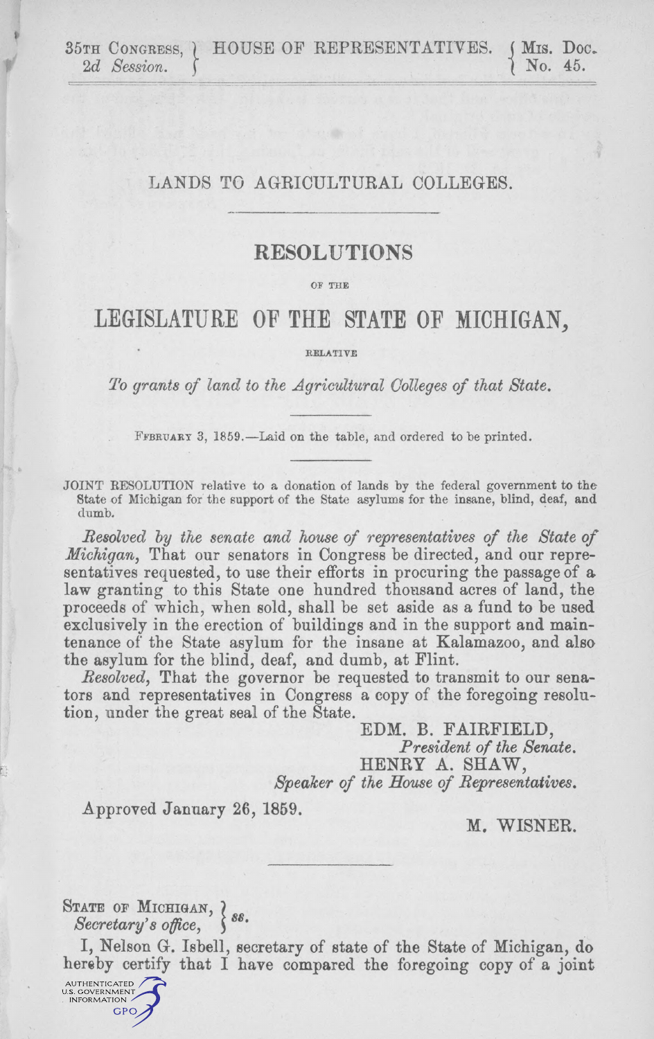35TH CONGRESS, 2d Session. | HOUSE OF REPRESENTATIVES. | MIS. DOC. No. 45.

# LANDS TO AGRICULTURAL COLLEGES.

## RESOLUTIONS

OF THE

## LEGISLATURE OF THE STATE OF MICHIGAN,

RELATIVE

*To grants of land to the Agricultural Colleges of that State.*

FEBRUARY 3, 1859.—Laid on the table, and ordered to be printed.

JOINT RESOLUTION relative to a donation of lands by the federal government to the State of Michigan for the support of the State asylums for the insane, blind, deaf, and dumb.

*Resolved by the senate and house of representatives of the State of Michigan*, That our senators in Congress be directed, and our representatives requested, to use their efforts in procuring the passage of a law granting to this State one hundred thousand acres of land, the proceeds of which, when sold, shall be set aside as a fund to be used exclusively in the erection of buildings and in the support and maintenance of the State asylum for the insane at Kalamazoo, and also the asylum for the blind, deaf, and dumb, at Flint.

*Resolved*, That the governor be requested to transmit to our senators and representatives in Congress a copy of the foregoing resolution, under the great seal of the State.

EDM. B. FAIRFIELD,
*President of the Senate.*
HENRY A. SHAW,
*Speaker of the House of Representatives.*

Approved January 26, 1859.

M. WISNER.

STATE OF MICHIGAN, *Secretary's office*, } *ss.*

I, Nelson G. Isbell, secretary of state of the State of Michigan, do hereby certify that I have compared the foregoing copy of a joint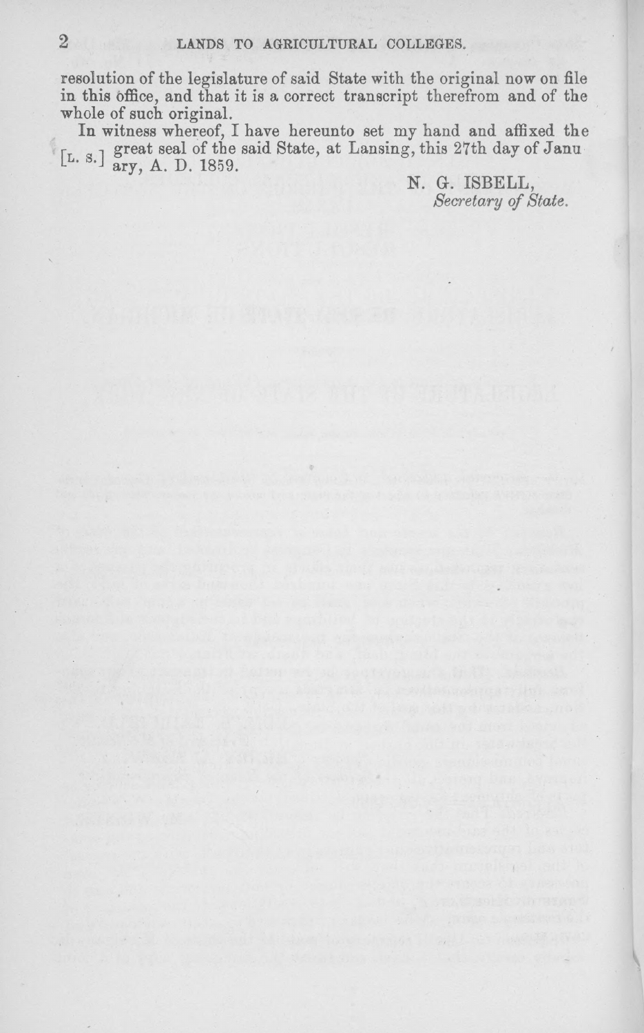resolution of the legislature of said State with the original now on file in this office, and that it is a correct transcript therefrom and of the whole of such original.

In witness whereof, I have hereunto set my hand and affixed the [L. S.] great seal of the said State, at Lansing, this 27th day of January, A. D. 1859.

N. G. ISBELL,
*Secretary of State.*